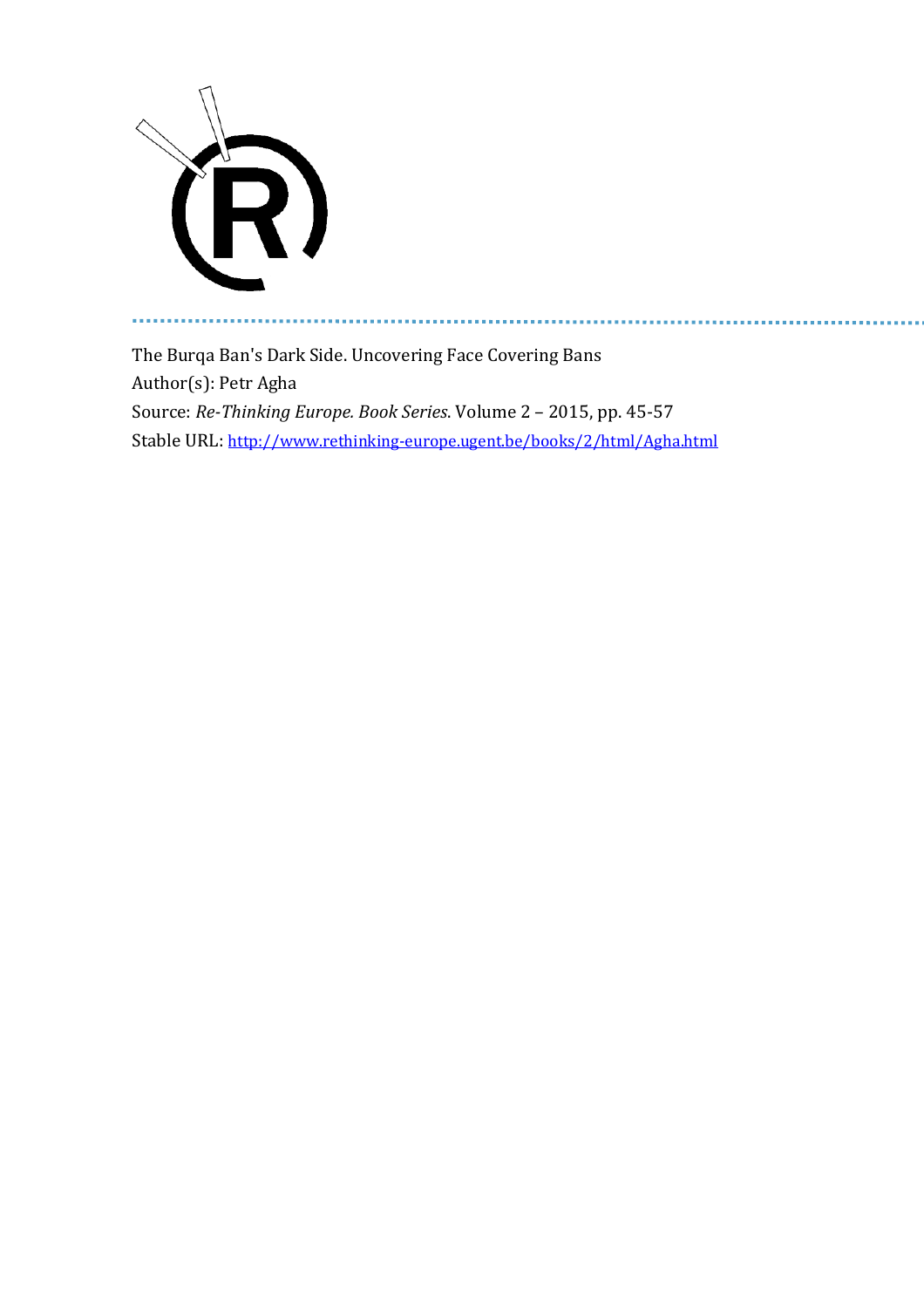The Burqa Ban's Dark Side. Uncovering Face Covering Bans

Author(s): Petr Agha

Source: *Re-Thinking Europe. Book Series*. Volume 2 – 2015, pp. 45-57

Stable URL: http://www.rethinking-europe.ugent.be/books/2/html/Agha.html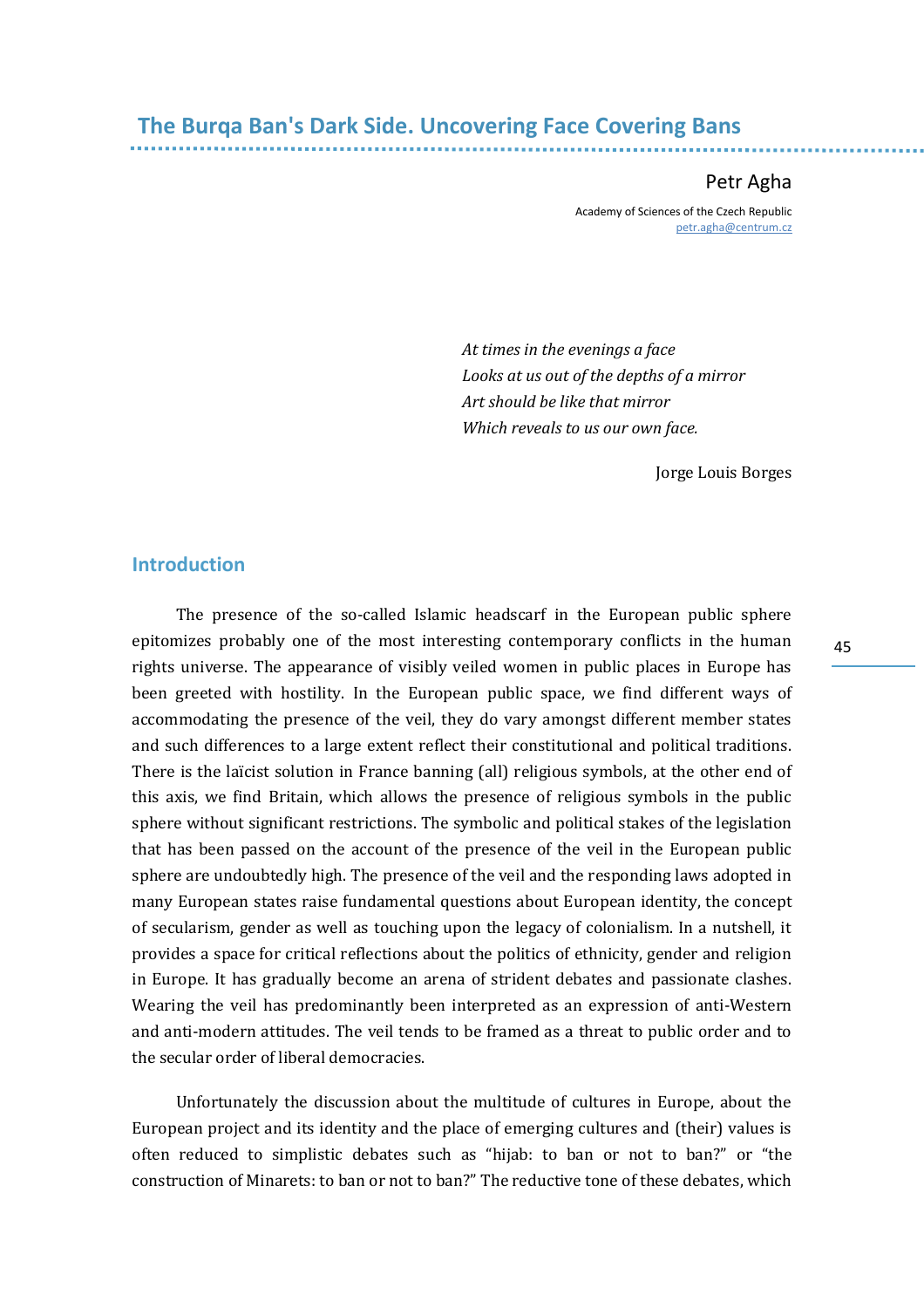# The Burqa Ban's Dark Side. Uncovering Face Covering Bans

Petr Agha

Academy of Sciences of the Czech Republic
petr.agha@centrum.cz

> *At times in the evenings a face*
> *Looks at us out of the depths of a mirror*
> *Art should be like that mirror*
> *Which reveals to us our own face.*
>
> Jorge Louis Borges

## Introduction

The presence of the so-called Islamic headscarf in the European public sphere epitomizes probably one of the most interesting contemporary conflicts in the human rights universe. The appearance of visibly veiled women in public places in Europe has been greeted with hostility. In the European public space, we find different ways of accommodating the presence of the veil, they do vary amongst different member states and such differences to a large extent reflect their constitutional and political traditions. There is the laïcist solution in France banning (all) religious symbols, at the other end of this axis, we find Britain, which allows the presence of religious symbols in the public sphere without significant restrictions. The symbolic and political stakes of the legislation that has been passed on the account of the presence of the veil in the European public sphere are undoubtedly high. The presence of the veil and the responding laws adopted in many European states raise fundamental questions about European identity, the concept of secularism, gender as well as touching upon the legacy of colonialism. In a nutshell, it provides a space for critical reflections about the politics of ethnicity, gender and religion in Europe. It has gradually become an arena of strident debates and passionate clashes. Wearing the veil has predominantly been interpreted as an expression of anti-Western and anti-modern attitudes. The veil tends to be framed as a threat to public order and to the secular order of liberal democracies.

Unfortunately the discussion about the multitude of cultures in Europe, about the European project and its identity and the place of emerging cultures and (their) values is often reduced to simplistic debates such as "hijab: to ban or not to ban?" or "the construction of Minarets: to ban or not to ban?" The reductive tone of these debates, which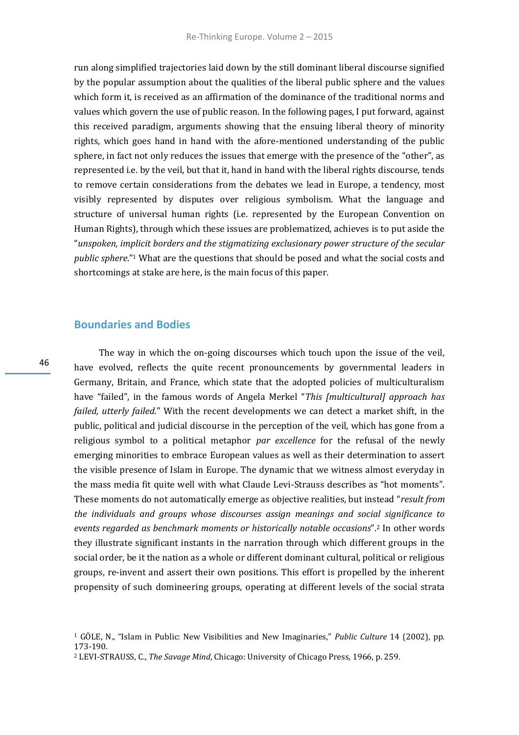run along simplified trajectories laid down by the still dominant liberal discourse signified by the popular assumption about the qualities of the liberal public sphere and the values which form it, is received as an affirmation of the dominance of the traditional norms and values which govern the use of public reason. In the following pages, I put forward, against this received paradigm, arguments showing that the ensuing liberal theory of minority rights, which goes hand in hand with the afore-mentioned understanding of the public sphere, in fact not only reduces the issues that emerge with the presence of the "other", as represented i.e. by the veil, but that it, hand in hand with the liberal rights discourse, tends to remove certain considerations from the debates we lead in Europe, a tendency, most visibly represented by disputes over religious symbolism. What the language and structure of universal human rights (i.e. represented by the European Convention on Human Rights), through which these issues are problematized, achieves is to put aside the "*unspoken, implicit borders and the stigmatizing exclusionary power structure of the secular public sphere*."[1] What are the questions that should be posed and what the social costs and shortcomings at stake are here, is the main focus of this paper.

## Boundaries and Bodies

The way in which the on-going discourses which touch upon the issue of the veil, have evolved, reflects the quite recent pronouncements by governmental leaders in Germany, Britain, and France, which state that the adopted policies of multiculturalism have "failed", in the famous words of Angela Merkel "*This [multicultural] approach has failed, utterly failed*." With the recent developments we can detect a market shift, in the public, political and judicial discourse in the perception of the veil, which has gone from a religious symbol to a political metaphor *par excellence* for the refusal of the newly emerging minorities to embrace European values as well as their determination to assert the visible presence of Islam in Europe. The dynamic that we witness almost everyday in the mass media fit quite well with what Claude Levi-Strauss describes as "hot moments". These moments do not automatically emerge as objective realities, but instead "*result from the individuals and groups whose discourses assign meanings and social significance to events regarded as benchmark moments or historically notable occasions*".[2] In other words they illustrate significant instants in the narration through which different groups in the social order, be it the nation as a whole or different dominant cultural, political or religious groups, re-invent and assert their own positions. This effort is propelled by the inherent propensity of such domineering groups, operating at different levels of the social strata

---

[1] GÖLE, N., "Islam in Public: New Visibilities and New Imaginaries," *Public Culture* 14 (2002), pp. 173-190.

[2] LEVI-STRAUSS, C., *The Savage Mind*, Chicago: University of Chicago Press, 1966, p. 259.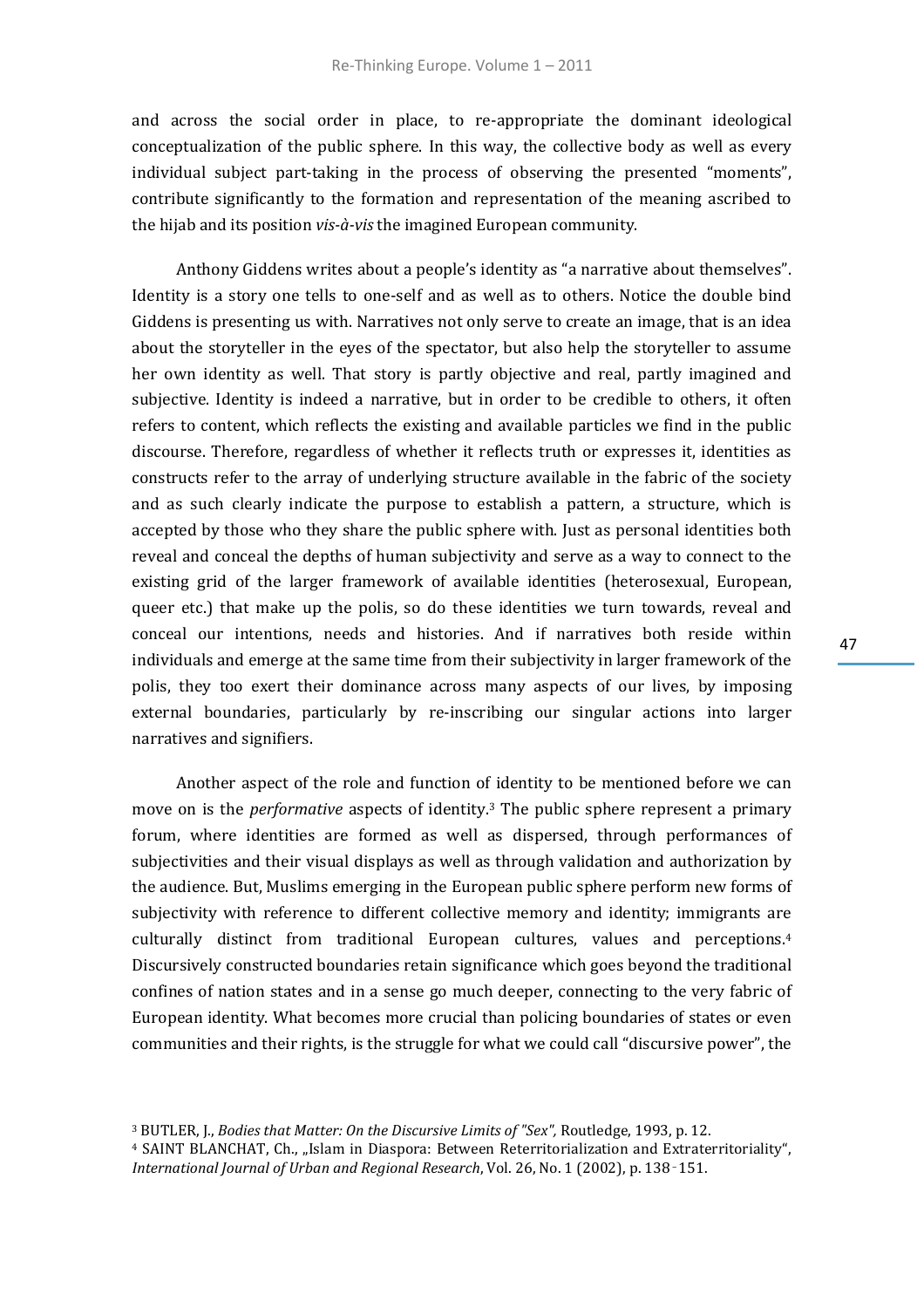and across the social order in place, to re-appropriate the dominant ideological conceptualization of the public sphere. In this way, the collective body as well as every individual subject part-taking in the process of observing the presented "moments", contribute significantly to the formation and representation of the meaning ascribed to the hijab and its position *vis-à-vis* the imagined European community.

Anthony Giddens writes about a people's identity as "a narrative about themselves". Identity is a story one tells to one-self and as well as to others. Notice the double bind Giddens is presenting us with. Narratives not only serve to create an image, that is an idea about the storyteller in the eyes of the spectator, but also help the storyteller to assume her own identity as well. That story is partly objective and real, partly imagined and subjective. Identity is indeed a narrative, but in order to be credible to others, it often refers to content, which reflects the existing and available particles we find in the public discourse. Therefore, regardless of whether it reflects truth or expresses it, identities as constructs refer to the array of underlying structure available in the fabric of the society and as such clearly indicate the purpose to establish a pattern, a structure, which is accepted by those who they share the public sphere with. Just as personal identities both reveal and conceal the depths of human subjectivity and serve as a way to connect to the existing grid of the larger framework of available identities (heterosexual, European, queer etc.) that make up the polis, so do these identities we turn towards, reveal and conceal our intentions, needs and histories. And if narratives both reside within individuals and emerge at the same time from their subjectivity in larger framework of the polis, they too exert their dominance across many aspects of our lives, by imposing external boundaries, particularly by re-inscribing our singular actions into larger narratives and signifiers.

Another aspect of the role and function of identity to be mentioned before we can move on is the *performative* aspects of identity.[3] The public sphere represent a primary forum, where identities are formed as well as dispersed, through performances of subjectivities and their visual displays as well as through validation and authorization by the audience. But, Muslims emerging in the European public sphere perform new forms of subjectivity with reference to different collective memory and identity; immigrants are culturally distinct from traditional European cultures, values and perceptions.[4] Discursively constructed boundaries retain significance which goes beyond the traditional confines of nation states and in a sense go much deeper, connecting to the very fabric of European identity. What becomes more crucial than policing boundaries of states or even communities and their rights, is the struggle for what we could call "discursive power", the

---

[3] BUTLER, J., *Bodies that Matter: On the Discursive Limits of "Sex"*, Routledge, 1993, p. 12.

[4] SAINT BLANCHAT, Ch., „Islam in Diaspora: Between Reterritorialization and Extraterritoriality", *International Journal of Urban and Regional Research*, Vol. 26, No. 1 (2002), p. 138-151.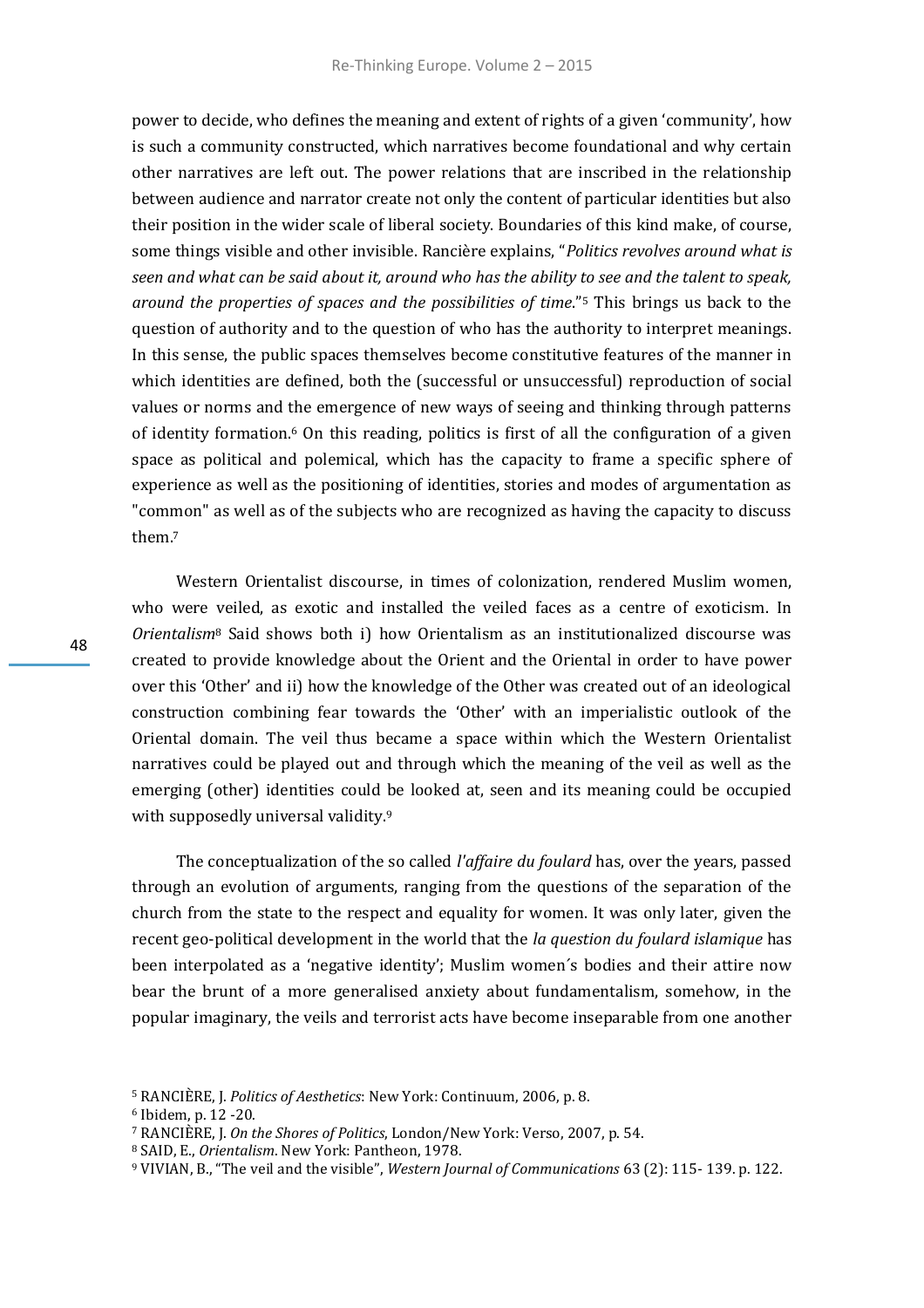power to decide, who defines the meaning and extent of rights of a given 'community', how is such a community constructed, which narratives become foundational and why certain other narratives are left out. The power relations that are inscribed in the relationship between audience and narrator create not only the content of particular identities but also their position in the wider scale of liberal society. Boundaries of this kind make, of course, some things visible and other invisible. Rancière explains, "*Politics revolves around what is seen and what can be said about it, around who has the ability to see and the talent to speak, around the properties of spaces and the possibilities of time*."[5] This brings us back to the question of authority and to the question of who has the authority to interpret meanings. In this sense, the public spaces themselves become constitutive features of the manner in which identities are defined, both the (successful or unsuccessful) reproduction of social values or norms and the emergence of new ways of seeing and thinking through patterns of identity formation.[6] On this reading, politics is first of all the configuration of a given space as political and polemical, which has the capacity to frame a specific sphere of experience as well as the positioning of identities, stories and modes of argumentation as "common" as well as of the subjects who are recognized as having the capacity to discuss them.[7]

Western Orientalist discourse, in times of colonization, rendered Muslim women, who were veiled, as exotic and installed the veiled faces as a centre of exoticism. In *Orientalism*[8] Said shows both i) how Orientalism as an institutionalized discourse was created to provide knowledge about the Orient and the Oriental in order to have power over this 'Other' and ii) how the knowledge of the Other was created out of an ideological construction combining fear towards the 'Other' with an imperialistic outlook of the Oriental domain. The veil thus became a space within which the Western Orientalist narratives could be played out and through which the meaning of the veil as well as the emerging (other) identities could be looked at, seen and its meaning could be occupied with supposedly universal validity.[9]

The conceptualization of the so called *l'affaire du foulard* has, over the years, passed through an evolution of arguments, ranging from the questions of the separation of the church from the state to the respect and equality for women. It was only later, given the recent geo-political development in the world that the *la question du foulard islamique* has been interpolated as a 'negative identity'; Muslim women´s bodies and their attire now bear the brunt of a more generalised anxiety about fundamentalism, somehow, in the popular imaginary, the veils and terrorist acts have become inseparable from one another

[5] RANCIÈRE, J. *Politics of Aesthetics*: New York: Continuum, 2006, p. 8.

[6] Ibidem, p. 12 -20.

[7] RANCIÈRE, J. *On the Shores of Politics*, London/New York: Verso, 2007, p. 54.

[8] SAID, E., *Orientalism*. New York: Pantheon, 1978.

[9] VIVIAN, B., "The veil and the visible", *Western Journal of Communications* 63 (2): 115- 139. p. 122.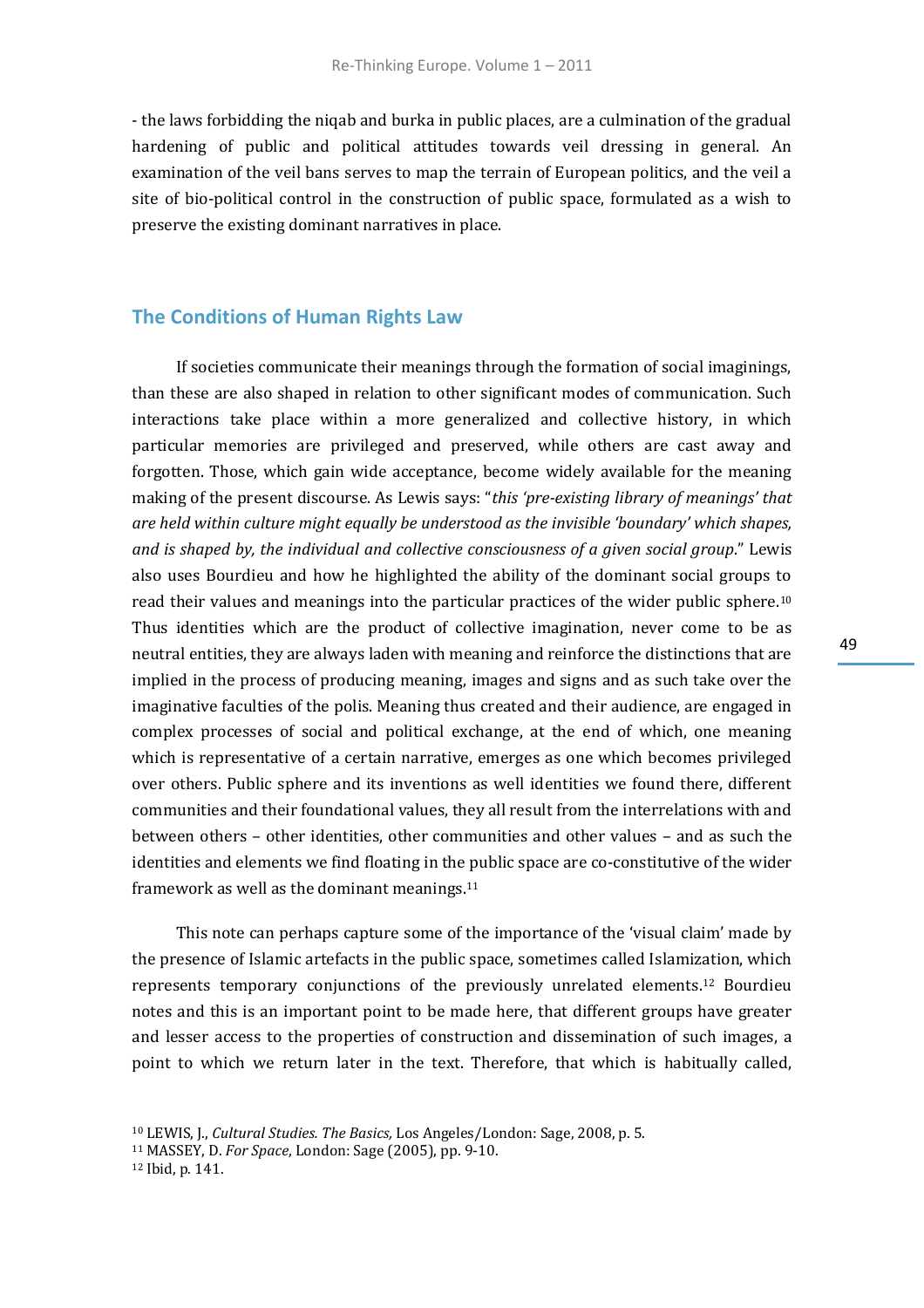- the laws forbidding the niqab and burka in public places, are a culmination of the gradual hardening of public and political attitudes towards veil dressing in general. An examination of the veil bans serves to map the terrain of European politics, and the veil a site of bio-political control in the construction of public space, formulated as a wish to preserve the existing dominant narratives in place.

## The Conditions of Human Rights Law

If societies communicate their meanings through the formation of social imaginings, than these are also shaped in relation to other significant modes of communication. Such interactions take place within a more generalized and collective history, in which particular memories are privileged and preserved, while others are cast away and forgotten. Those, which gain wide acceptance, become widely available for the meaning making of the present discourse. As Lewis says: "*this 'pre-existing library of meanings' that are held within culture might equally be understood as the invisible 'boundary' which shapes, and is shaped by, the individual and collective consciousness of a given social group*." Lewis also uses Bourdieu and how he highlighted the ability of the dominant social groups to read their values and meanings into the particular practices of the wider public sphere.[10] Thus identities which are the product of collective imagination, never come to be as neutral entities, they are always laden with meaning and reinforce the distinctions that are implied in the process of producing meaning, images and signs and as such take over the imaginative faculties of the polis. Meaning thus created and their audience, are engaged in complex processes of social and political exchange, at the end of which, one meaning which is representative of a certain narrative, emerges as one which becomes privileged over others. Public sphere and its inventions as well identities we found there, different communities and their foundational values, they all result from the interrelations with and between others – other identities, other communities and other values – and as such the identities and elements we find floating in the public space are co-constitutive of the wider framework as well as the dominant meanings.[11]

This note can perhaps capture some of the importance of the 'visual claim' made by the presence of Islamic artefacts in the public space, sometimes called Islamization, which represents temporary conjunctions of the previously unrelated elements.[12] Bourdieu notes and this is an important point to be made here, that different groups have greater and lesser access to the properties of construction and dissemination of such images, a point to which we return later in the text. Therefore, that which is habitually called,

[10] LEWIS, J., *Cultural Studies. The Basics,* Los Angeles/London: Sage, 2008, p. 5.

[11] MASSEY, D. *For Space*, London: Sage (2005), pp. 9-10.

[12] Ibid, p. 141.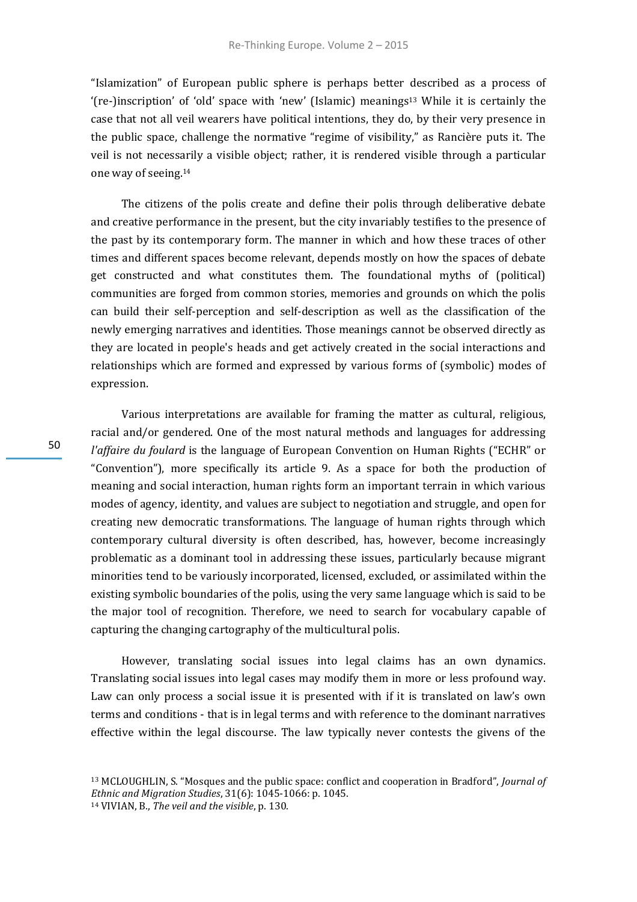"Islamization" of European public sphere is perhaps better described as a process of '(re-)inscription' of 'old' space with 'new' (Islamic) meanings[13] While it is certainly the case that not all veil wearers have political intentions, they do, by their very presence in the public space, challenge the normative "regime of visibility," as Rancière puts it. The veil is not necessarily a visible object; rather, it is rendered visible through a particular one way of seeing.[14]

The citizens of the polis create and define their polis through deliberative debate and creative performance in the present, but the city invariably testifies to the presence of the past by its contemporary form. The manner in which and how these traces of other times and different spaces become relevant, depends mostly on how the spaces of debate get constructed and what constitutes them. The foundational myths of (political) communities are forged from common stories, memories and grounds on which the polis can build their self-perception and self-description as well as the classification of the newly emerging narratives and identities. Those meanings cannot be observed directly as they are located in people's heads and get actively created in the social interactions and relationships which are formed and expressed by various forms of (symbolic) modes of expression.

Various interpretations are available for framing the matter as cultural, religious, racial and/or gendered. One of the most natural methods and languages for addressing *l'affaire du foulard* is the language of European Convention on Human Rights ("ECHR" or "Convention"), more specifically its article 9. As a space for both the production of meaning and social interaction, human rights form an important terrain in which various modes of agency, identity, and values are subject to negotiation and struggle, and open for creating new democratic transformations. The language of human rights through which contemporary cultural diversity is often described, has, however, become increasingly problematic as a dominant tool in addressing these issues, particularly because migrant minorities tend to be variously incorporated, licensed, excluded, or assimilated within the existing symbolic boundaries of the polis, using the very same language which is said to be the major tool of recognition. Therefore, we need to search for vocabulary capable of capturing the changing cartography of the multicultural polis.

However, translating social issues into legal claims has an own dynamics. Translating social issues into legal cases may modify them in more or less profound way. Law can only process a social issue it is presented with if it is translated on law's own terms and conditions - that is in legal terms and with reference to the dominant narratives effective within the legal discourse. The law typically never contests the givens of the

[13] MCLOUGHLIN, S. "Mosques and the public space: conflict and cooperation in Bradford", *Journal of Ethnic and Migration Studies*, 31(6): 1045-1066: p. 1045.

[14] VIVIAN, B., *The veil and the visible*, p. 130.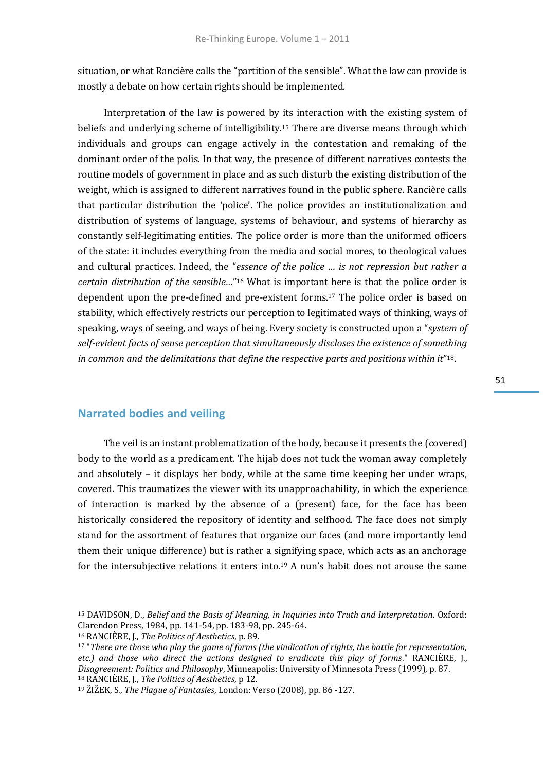situation, or what Rancière calls the "partition of the sensible". What the law can provide is mostly a debate on how certain rights should be implemented.

Interpretation of the law is powered by its interaction with the existing system of beliefs and underlying scheme of intelligibility.[15] There are diverse means through which individuals and groups can engage actively in the contestation and remaking of the dominant order of the polis. In that way, the presence of different narratives contests the routine models of government in place and as such disturb the existing distribution of the weight, which is assigned to different narratives found in the public sphere. Rancière calls that particular distribution the 'police'. The police provides an institutionalization and distribution of systems of language, systems of behaviour, and systems of hierarchy as constantly self-legitimating entities. The police order is more than the uniformed officers of the state: it includes everything from the media and social mores, to theological values and cultural practices. Indeed, the "*essence of the police … is not repression but rather a certain distribution of the sensible…*"[16] What is important here is that the police order is dependent upon the pre-defined and pre-existent forms.[17] The police order is based on stability, which effectively restricts our perception to legitimated ways of thinking, ways of speaking, ways of seeing, and ways of being. Every society is constructed upon a "*system of self-evident facts of sense perception that simultaneously discloses the existence of something in common and the delimitations that define the respective parts and positions within it*"[18].

## Narrated bodies and veiling

The veil is an instant problematization of the body, because it presents the (covered) body to the world as a predicament. The hijab does not tuck the woman away completely and absolutely – it displays her body, while at the same time keeping her under wraps, covered. This traumatizes the viewer with its unapproachability, in which the experience of interaction is marked by the absence of a (present) face, for the face has been historically considered the repository of identity and selfhood. The face does not simply stand for the assortment of features that organize our faces (and more importantly lend them their unique difference) but is rather a signifying space, which acts as an anchorage for the intersubjective relations it enters into.[19] A nun's habit does not arouse the same

[15] DAVIDSON, D., *Belief and the Basis of Meaning, in Inquiries into Truth and Interpretation*. Oxford: Clarendon Press, 1984, pp. 141-54, pp. 183-98, pp. 245-64.

[16] RANCIÈRE, J., *The Politics of Aesthetics*, p. 89.

[17] "*There are those who play the game of forms (the vindication of rights, the battle for representation, etc.) and those who direct the actions designed to eradicate this play of forms*." RANCIÈRE, J., *Disagreement: Politics and Philosophy*, Minneapolis: University of Minnesota Press (1999), p. 87.

[18] RANCIÈRE, J., *The Politics of Aesthetics*, p 12.

[19] ŽIŽEK, S., *The Plague of Fantasies*, London: Verso (2008), pp. 86 -127.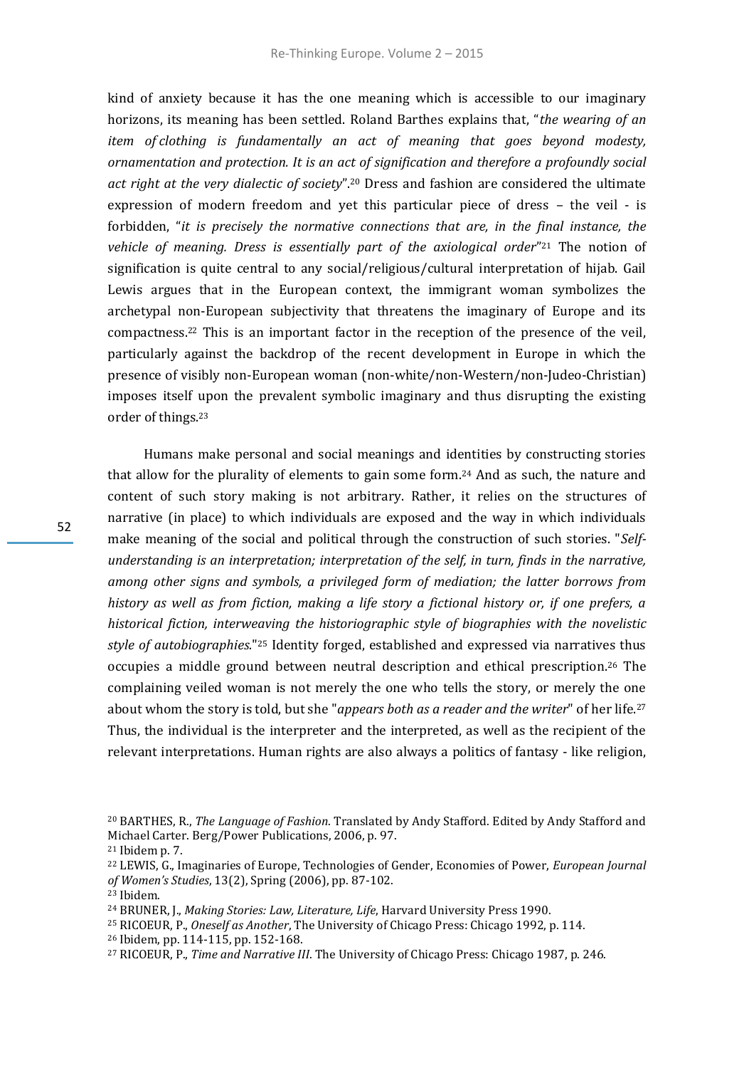kind of anxiety because it has the one meaning which is accessible to our imaginary horizons, its meaning has been settled. Roland Barthes explains that, "*the wearing of an item of clothing is fundamentally an act of meaning that goes beyond modesty, ornamentation and protection. It is an act of signification and therefore a profoundly social act right at the very dialectic of society*".[20] Dress and fashion are considered the ultimate expression of modern freedom and yet this particular piece of dress – the veil - is forbidden, "*it is precisely the normative connections that are, in the final instance, the vehicle of meaning. Dress is essentially part of the axiological order*"[21] The notion of signification is quite central to any social/religious/cultural interpretation of hijab. Gail Lewis argues that in the European context, the immigrant woman symbolizes the archetypal non-European subjectivity that threatens the imaginary of Europe and its compactness.[22] This is an important factor in the reception of the presence of the veil, particularly against the backdrop of the recent development in Europe in which the presence of visibly non-European woman (non-white/non-Western/non-Judeo-Christian) imposes itself upon the prevalent symbolic imaginary and thus disrupting the existing order of things.[23]

Humans make personal and social meanings and identities by constructing stories that allow for the plurality of elements to gain some form.[24] And as such, the nature and content of such story making is not arbitrary. Rather, it relies on the structures of narrative (in place) to which individuals are exposed and the way in which individuals make meaning of the social and political through the construction of such stories. "*Self-understanding is an interpretation; interpretation of the self, in turn, finds in the narrative, among other signs and symbols, a privileged form of mediation; the latter borrows from history as well as from fiction, making a life story a fictional history or, if one prefers, a historical fiction, interweaving the historiographic style of biographies with the novelistic style of autobiographies.*"[25] Identity forged, established and expressed via narratives thus occupies a middle ground between neutral description and ethical prescription.[26] The complaining veiled woman is not merely the one who tells the story, or merely the one about whom the story is told, but she "*appears both as a reader and the writer*" of her life.[27] Thus, the individual is the interpreter and the interpreted, as well as the recipient of the relevant interpretations. Human rights are also always a politics of fantasy - like religion,

---

[20] BARTHES, R., *The Language of Fashion*. Translated by Andy Stafford. Edited by Andy Stafford and Michael Carter. Berg/Power Publications, 2006, p. 97.

[21] Ibidem p. 7.

[22] LEWIS, G., Imaginaries of Europe, Technologies of Gender, Economies of Power, *European Journal of Women's Studies*, 13(2), Spring (2006), pp. 87-102.

[23] Ibidem.

[24] BRUNER, J., *Making Stories: Law, Literature, Life*, Harvard University Press 1990.

[25] RICOEUR, P., *Oneself as Another*, The University of Chicago Press: Chicago 1992, p. 114.

[26] Ibidem, pp. 114-115, pp. 152-168.

[27] RICOEUR, P., *Time and Narrative III*. The University of Chicago Press: Chicago 1987, p. 246.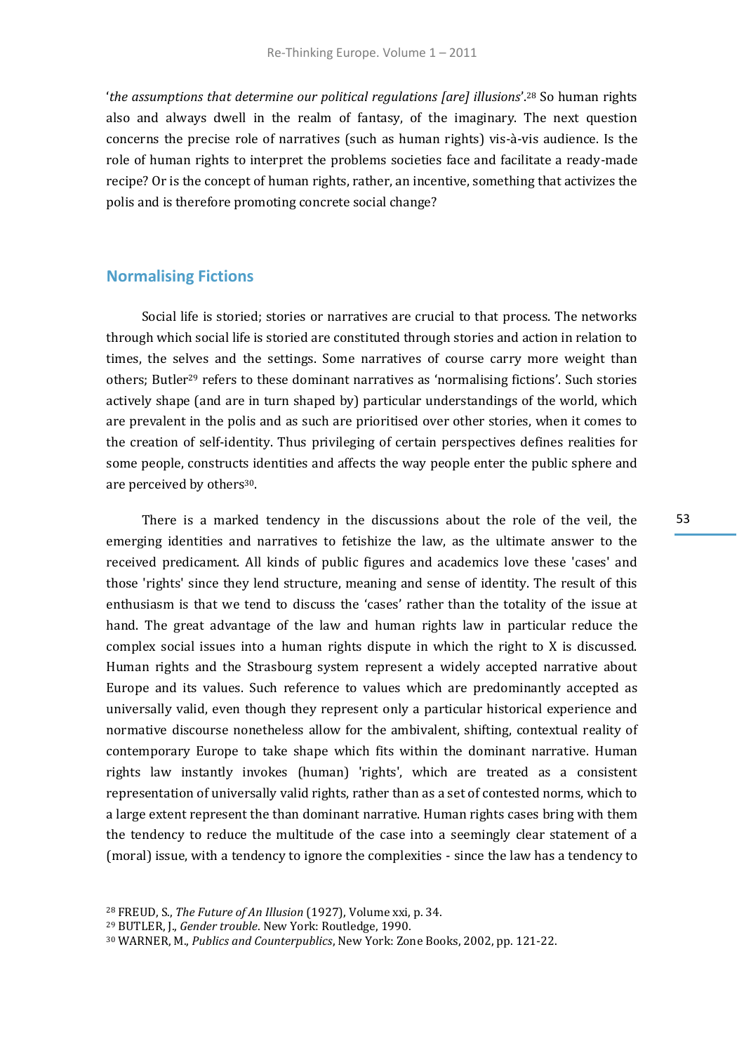'*the assumptions that determine our political regulations [are] illusions*'.[28] So human rights also and always dwell in the realm of fantasy, of the imaginary. The next question concerns the precise role of narratives (such as human rights) vis-à-vis audience. Is the role of human rights to interpret the problems societies face and facilitate a ready-made recipe? Or is the concept of human rights, rather, an incentive, something that activizes the polis and is therefore promoting concrete social change?

## Normalising Fictions

Social life is storied; stories or narratives are crucial to that process. The networks through which social life is storied are constituted through stories and action in relation to times, the selves and the settings. Some narratives of course carry more weight than others; Butler[29] refers to these dominant narratives as 'normalising fictions'. Such stories actively shape (and are in turn shaped by) particular understandings of the world, which are prevalent in the polis and as such are prioritised over other stories, when it comes to the creation of self-identity. Thus privileging of certain perspectives defines realities for some people, constructs identities and affects the way people enter the public sphere and are perceived by others[30].

There is a marked tendency in the discussions about the role of the veil, the emerging identities and narratives to fetishize the law, as the ultimate answer to the received predicament. All kinds of public figures and academics love these 'cases' and those 'rights' since they lend structure, meaning and sense of identity. The result of this enthusiasm is that we tend to discuss the 'cases' rather than the totality of the issue at hand. The great advantage of the law and human rights law in particular reduce the complex social issues into a human rights dispute in which the right to X is discussed. Human rights and the Strasbourg system represent a widely accepted narrative about Europe and its values. Such reference to values which are predominantly accepted as universally valid, even though they represent only a particular historical experience and normative discourse nonetheless allow for the ambivalent, shifting, contextual reality of contemporary Europe to take shape which fits within the dominant narrative. Human rights law instantly invokes (human) 'rights', which are treated as a consistent representation of universally valid rights, rather than as a set of contested norms, which to a large extent represent the than dominant narrative. Human rights cases bring with them the tendency to reduce the multitude of the case into a seemingly clear statement of a (moral) issue, with a tendency to ignore the complexities - since the law has a tendency to

---

[28] FREUD, S., *The Future of An Illusion* (1927), Volume xxi, p. 34.

[29] BUTLER, J., *Gender trouble*. New York: Routledge, 1990.

[30] WARNER, M., *Publics and Counterpublics*, New York: Zone Books, 2002, pp. 121-22.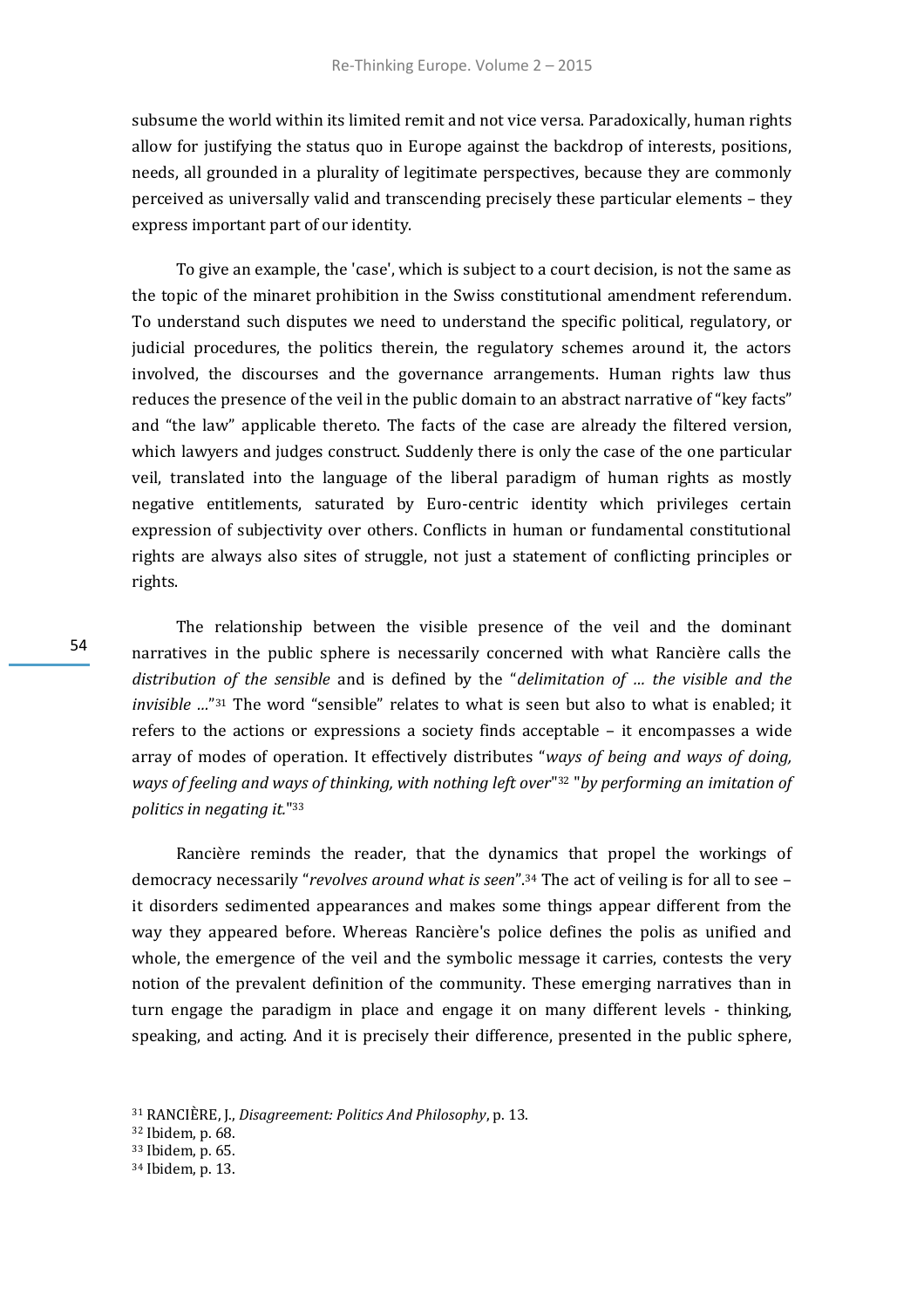subsume the world within its limited remit and not vice versa. Paradoxically, human rights allow for justifying the status quo in Europe against the backdrop of interests, positions, needs, all grounded in a plurality of legitimate perspectives, because they are commonly perceived as universally valid and transcending precisely these particular elements – they express important part of our identity.

To give an example, the 'case', which is subject to a court decision, is not the same as the topic of the minaret prohibition in the Swiss constitutional amendment referendum. To understand such disputes we need to understand the specific political, regulatory, or judicial procedures, the politics therein, the regulatory schemes around it, the actors involved, the discourses and the governance arrangements. Human rights law thus reduces the presence of the veil in the public domain to an abstract narrative of "key facts" and "the law" applicable thereto. The facts of the case are already the filtered version, which lawyers and judges construct. Suddenly there is only the case of the one particular veil, translated into the language of the liberal paradigm of human rights as mostly negative entitlements, saturated by Euro-centric identity which privileges certain expression of subjectivity over others. Conflicts in human or fundamental constitutional rights are always also sites of struggle, not just a statement of conflicting principles or rights.

The relationship between the visible presence of the veil and the dominant narratives in the public sphere is necessarily concerned with what Rancière calls the *distribution of the sensible* and is defined by the "*delimitation of … the visible and the invisible …*"[31] The word "sensible" relates to what is seen but also to what is enabled; it refers to the actions or expressions a society finds acceptable – it encompasses a wide array of modes of operation. It effectively distributes "*ways of being and ways of doing, ways of feeling and ways of thinking, with nothing left over*"[32] "*by performing an imitation of politics in negating it.*"[33]

Rancière reminds the reader, that the dynamics that propel the workings of democracy necessarily "*revolves around what is seen*".[34] The act of veiling is for all to see – it disorders sedimented appearances and makes some things appear different from the way they appeared before. Whereas Rancière's police defines the polis as unified and whole, the emergence of the veil and the symbolic message it carries, contests the very notion of the prevalent definition of the community. These emerging narratives than in turn engage the paradigm in place and engage it on many different levels - thinking, speaking, and acting. And it is precisely their difference, presented in the public sphere,

[31] RANCIÈRE, J., *Disagreement: Politics And Philosophy*, p. 13.

[32] Ibidem, p. 68.

[33] Ibidem, p. 65.

[34] Ibidem, p. 13.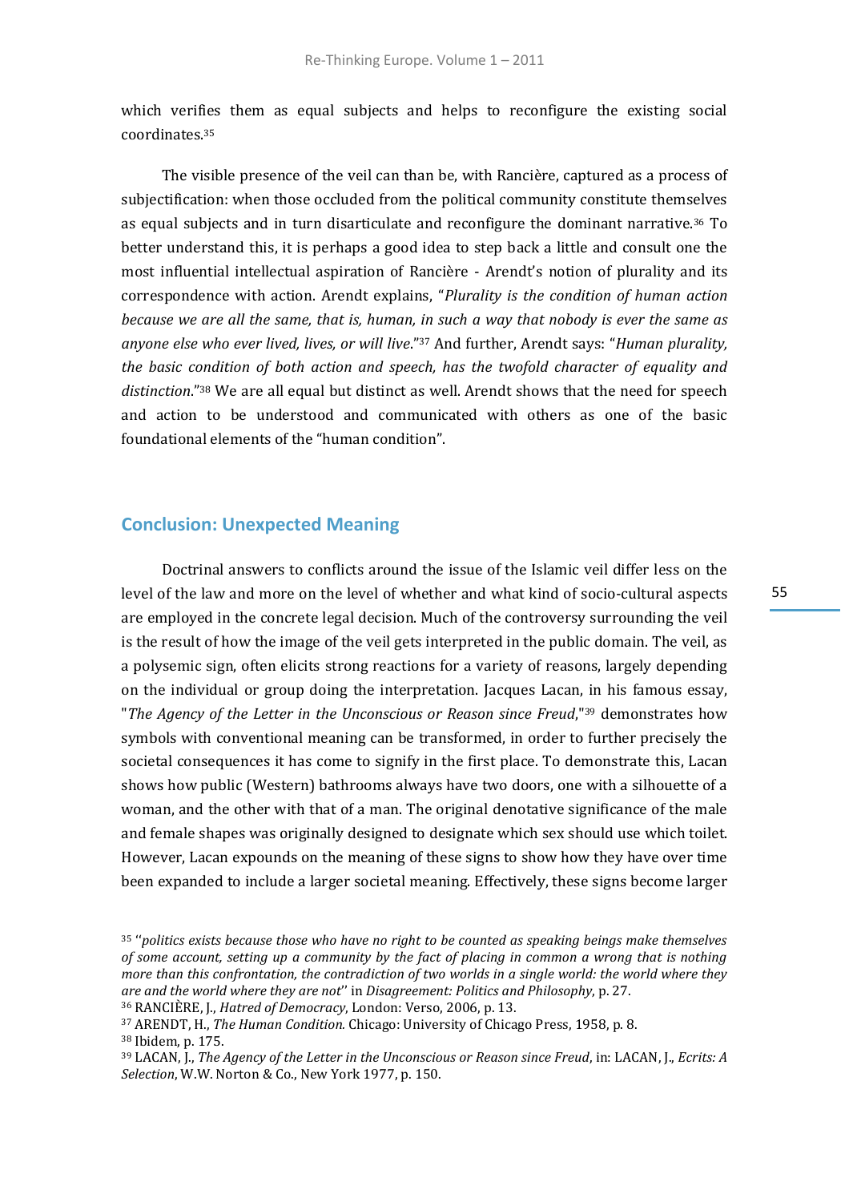which verifies them as equal subjects and helps to reconfigure the existing social coordinates.[35]

The visible presence of the veil can than be, with Rancière, captured as a process of subjectification: when those occluded from the political community constitute themselves as equal subjects and in turn disarticulate and reconfigure the dominant narrative.[36] To better understand this, it is perhaps a good idea to step back a little and consult one the most influential intellectual aspiration of Rancière - Arendt's notion of plurality and its correspondence with action. Arendt explains, "*Plurality is the condition of human action because we are all the same, that is, human, in such a way that nobody is ever the same as anyone else who ever lived, lives, or will live*."[37] And further, Arendt says: "*Human plurality, the basic condition of both action and speech, has the twofold character of equality and distinction*."[38] We are all equal but distinct as well. Arendt shows that the need for speech and action to be understood and communicated with others as one of the basic foundational elements of the "human condition".

## Conclusion: Unexpected Meaning

Doctrinal answers to conflicts around the issue of the Islamic veil differ less on the level of the law and more on the level of whether and what kind of socio-cultural aspects are employed in the concrete legal decision. Much of the controversy surrounding the veil is the result of how the image of the veil gets interpreted in the public domain. The veil, as a polysemic sign, often elicits strong reactions for a variety of reasons, largely depending on the individual or group doing the interpretation. Jacques Lacan, in his famous essay, "*The Agency of the Letter in the Unconscious or Reason since Freud*,"[39] demonstrates how symbols with conventional meaning can be transformed, in order to further precisely the societal consequences it has come to signify in the first place. To demonstrate this, Lacan shows how public (Western) bathrooms always have two doors, one with a silhouette of a woman, and the other with that of a man. The original denotative significance of the male and female shapes was originally designed to designate which sex should use which toilet. However, Lacan expounds on the meaning of these signs to show how they have over time been expanded to include a larger societal meaning. Effectively, these signs become larger

---

[35] "*politics exists because those who have no right to be counted as speaking beings make themselves of some account, setting up a community by the fact of placing in common a wrong that is nothing more than this confrontation, the contradiction of two worlds in a single world: the world where they are and the world where they are not*" in *Disagreement: Politics and Philosophy*, p. 27.

[36] RANCIÈRE, J., *Hatred of Democracy*, London: Verso, 2006, p. 13.

[37] ARENDT, H., *The Human Condition*. Chicago: University of Chicago Press, 1958, p. 8.

[38] Ibidem, p. 175.

[39] LACAN, J., *The Agency of the Letter in the Unconscious or Reason since Freud*, in: LACAN, J., *Ecrits: A Selection*, W.W. Norton & Co., New York 1977, p. 150.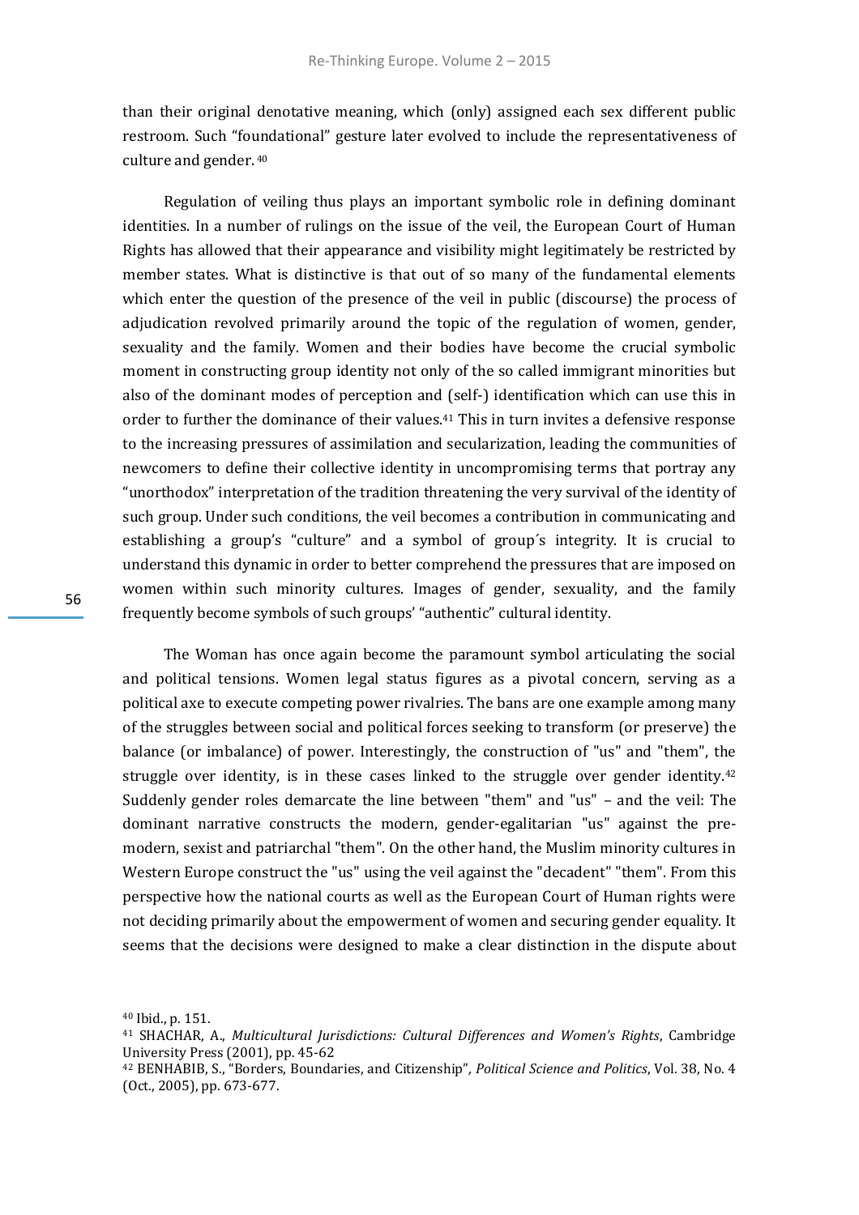than their original denotative meaning, which (only) assigned each sex different public restroom. Such "foundational" gesture later evolved to include the representativeness of culture and gender. [40]

Regulation of veiling thus plays an important symbolic role in defining dominant identities. In a number of rulings on the issue of the veil, the European Court of Human Rights has allowed that their appearance and visibility might legitimately be restricted by member states. What is distinctive is that out of so many of the fundamental elements which enter the question of the presence of the veil in public (discourse) the process of adjudication revolved primarily around the topic of the regulation of women, gender, sexuality and the family. Women and their bodies have become the crucial symbolic moment in constructing group identity not only of the so called immigrant minorities but also of the dominant modes of perception and (self-) identification which can use this in order to further the dominance of their values.[41] This in turn invites a defensive response to the increasing pressures of assimilation and secularization, leading the communities of newcomers to define their collective identity in uncompromising terms that portray any "unorthodox" interpretation of the tradition threatening the very survival of the identity of such group. Under such conditions, the veil becomes a contribution in communicating and establishing a group's "culture" and a symbol of group´s integrity. It is crucial to understand this dynamic in order to better comprehend the pressures that are imposed on women within such minority cultures. Images of gender, sexuality, and the family frequently become symbols of such groups' "authentic" cultural identity.

The Woman has once again become the paramount symbol articulating the social and political tensions. Women legal status figures as a pivotal concern, serving as a political axe to execute competing power rivalries. The bans are one example among many of the struggles between social and political forces seeking to transform (or preserve) the balance (or imbalance) of power. Interestingly, the construction of "us" and "them", the struggle over identity, is in these cases linked to the struggle over gender identity.[42] Suddenly gender roles demarcate the line between "them" and "us" – and the veil: The dominant narrative constructs the modern, gender-egalitarian "us" against the pre-modern, sexist and patriarchal "them". On the other hand, the Muslim minority cultures in Western Europe construct the "us" using the veil against the "decadent" "them". From this perspective how the national courts as well as the European Court of Human rights were not deciding primarily about the empowerment of women and securing gender equality. It seems that the decisions were designed to make a clear distinction in the dispute about

[40] Ibid., p. 151.

[41] SHACHAR, A., *Multicultural Jurisdictions: Cultural Differences and Women's Rights*, Cambridge University Press (2001), pp. 45-62

[42] BENHABIB, S., "Borders, Boundaries, and Citizenship", *Political Science and Politics*, Vol. 38, No. 4 (Oct., 2005), pp. 673-677.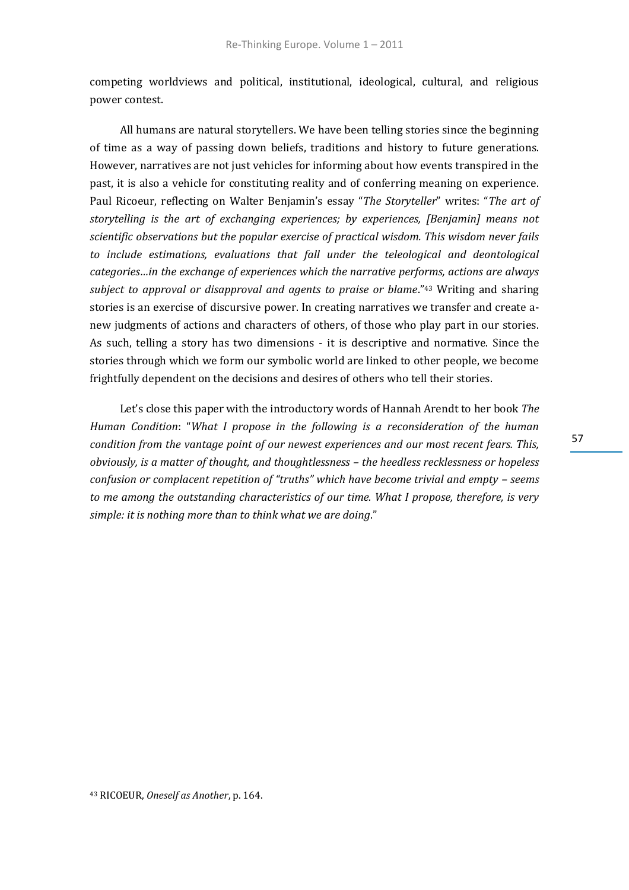competing worldviews and political, institutional, ideological, cultural, and religious power contest.

All humans are natural storytellers. We have been telling stories since the beginning of time as a way of passing down beliefs, traditions and history to future generations. However, narratives are not just vehicles for informing about how events transpired in the past, it is also a vehicle for constituting reality and of conferring meaning on experience. Paul Ricoeur, reflecting on Walter Benjamin's essay "*The Storyteller*" writes: "*The art of storytelling is the art of exchanging experiences; by experiences, [Benjamin] means not scientific observations but the popular exercise of practical wisdom. This wisdom never fails to include estimations, evaluations that fall under the teleological and deontological categories…in the exchange of experiences which the narrative performs, actions are always subject to approval or disapproval and agents to praise or blame*."[43] Writing and sharing stories is an exercise of discursive power. In creating narratives we transfer and create a-new judgments of actions and characters of others, of those who play part in our stories. As such, telling a story has two dimensions - it is descriptive and normative. Since the stories through which we form our symbolic world are linked to other people, we become frightfully dependent on the decisions and desires of others who tell their stories.

Let's close this paper with the introductory words of Hannah Arendt to her book *The Human Condition*: "*What I propose in the following is a reconsideration of the human condition from the vantage point of our newest experiences and our most recent fears. This, obviously, is a matter of thought, and thoughtlessness – the heedless recklessness or hopeless confusion or complacent repetition of "truths" which have become trivial and empty – seems to me among the outstanding characteristics of our time. What I propose, therefore, is very simple: it is nothing more than to think what we are doing*."

[43] RICOEUR, *Oneself as Another*, p. 164.